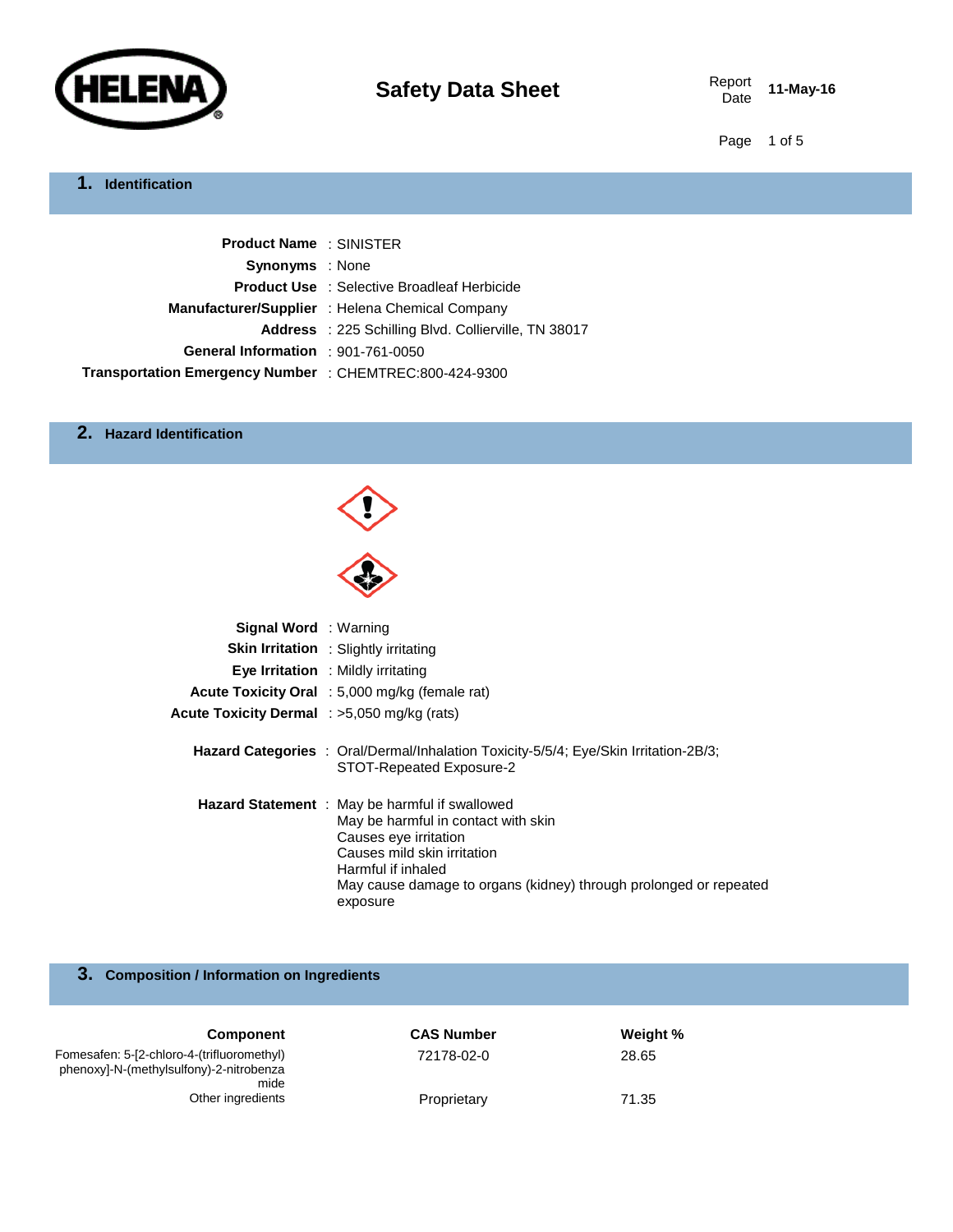# Safety Data Sheet

Report Date **11-May-16**

## 1. Identification

**Product Name** : SINISTER
**Synonyms** : None
**Product Use** : Selective Broadleaf Herbicide
**Manufacturer/Supplier** : Helena Chemical Company
**Address** : 225 Schilling Blvd. Collierville, TN 38017
**General Information** : 901-761-0050
**Transportation Emergency Number** : CHEMTREC:800-424-9300

## 2. Hazard Identification

**Signal Word** : Warning
**Skin Irritation** : Slightly irritating
**Eye Irritation** : Mildly irritating
**Acute Toxicity Oral** : 5,000 mg/kg (female rat)
**Acute Toxicity Dermal** : >5,050 mg/kg (rats)

**Hazard Categories** : Oral/Dermal/Inhalation Toxicity-5/5/4; Eye/Skin Irritation-2B/3; STOT-Repeated Exposure-2

**Hazard Statement** : May be harmful if swallowed
May be harmful in contact with skin
Causes eye irritation
Causes mild skin irritation
Harmful if inhaled
May cause damage to organs (kidney) through prolonged or repeated exposure

## 3. Composition / Information on Ingredients

| Component | CAS Number | Weight % |
|---|---|---|
| Fomesafen: 5-[2-chloro-4-(trifluoromethyl) phenoxy]-N-(methylsulfony)-2-nitrobenzamide | 72178-02-0 | 28.65 |
| Other ingredients | Proprietary | 71.35 |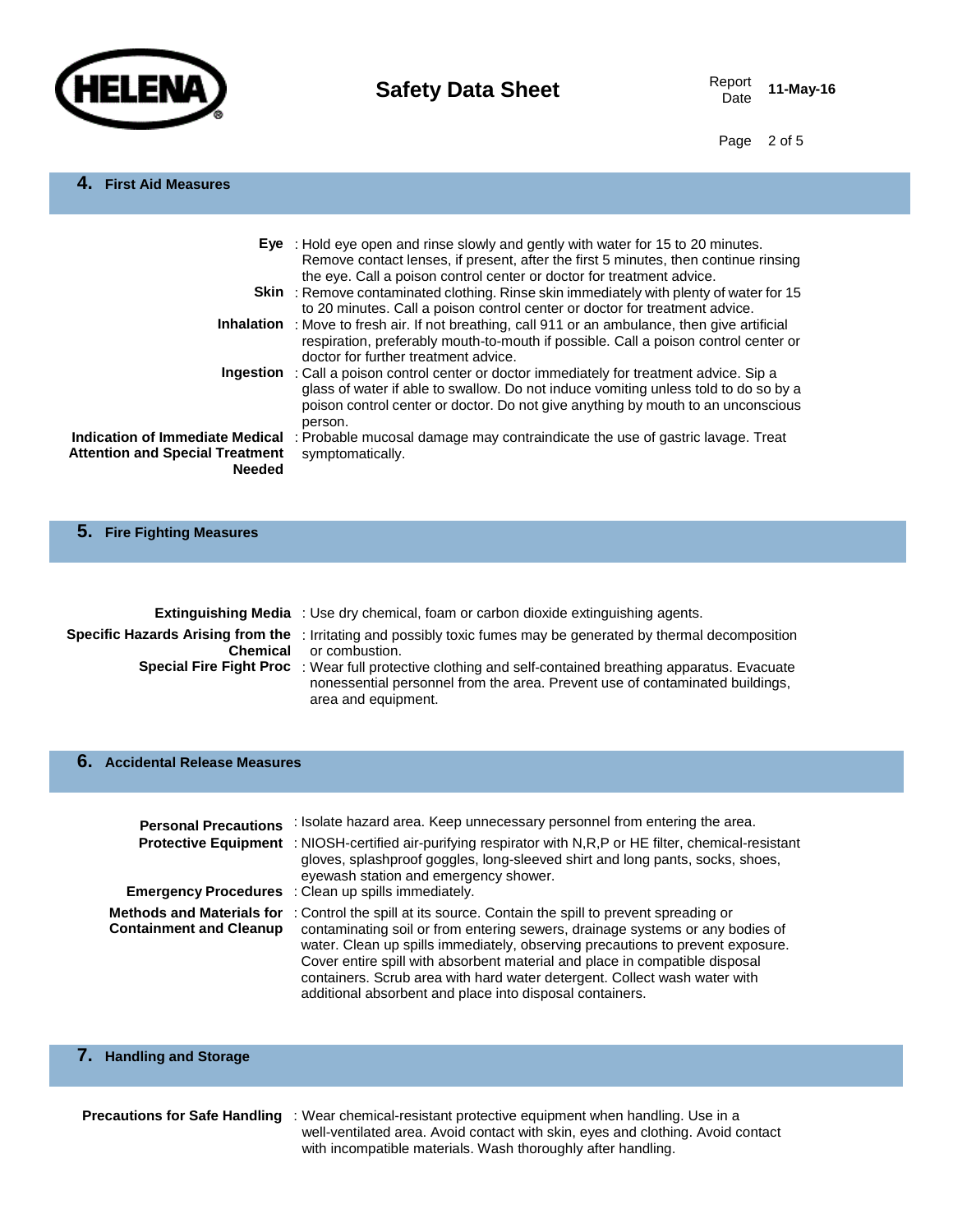## 4. First Aid Measures

**Eye** : Hold eye open and rinse slowly and gently with water for 15 to 20 minutes. Remove contact lenses, if present, after the first 5 minutes, then continue rinsing the eye. Call a poison control center or doctor for treatment advice.

**Skin** : Remove contaminated clothing. Rinse skin immediately with plenty of water for 15 to 20 minutes. Call a poison control center or doctor for treatment advice.

**Inhalation** : Move to fresh air. If not breathing, call 911 or an ambulance, then give artificial respiration, preferably mouth-to-mouth if possible. Call a poison control center or doctor for further treatment advice.

**Ingestion** : Call a poison control center or doctor immediately for treatment advice. Sip a glass of water if able to swallow. Do not induce vomiting unless told to do so by a poison control center or doctor. Do not give anything by mouth to an unconscious person.

**Indication of Immediate Medical Attention and Special Treatment Needed** : Probable mucosal damage may contraindicate the use of gastric lavage. Treat symptomatically.

## 5. Fire Fighting Measures

**Extinguishing Media** : Use dry chemical, foam or carbon dioxide extinguishing agents.

**Specific Hazards Arising from the Chemical** : Irritating and possibly toxic fumes may be generated by thermal decomposition or combustion.

**Special Fire Fight Proc** : Wear full protective clothing and self-contained breathing apparatus. Evacuate nonessential personnel from the area. Prevent use of contaminated buildings, area and equipment.

## 6. Accidental Release Measures

**Personal Precautions** : Isolate hazard area. Keep unnecessary personnel from entering the area.

**Protective Equipment** : NIOSH-certified air-purifying respirator with N,R,P or HE filter, chemical-resistant gloves, splashproof goggles, long-sleeved shirt and long pants, socks, shoes, eyewash station and emergency shower.

**Emergency Procedures** : Clean up spills immediately.

**Methods and Materials for Containment and Cleanup** : Control the spill at its source. Contain the spill to prevent spreading or contaminating soil or from entering sewers, drainage systems or any bodies of water. Clean up spills immediately, observing precautions to prevent exposure. Cover entire spill with absorbent material and place in compatible disposal containers. Scrub area with hard water detergent. Collect wash water with additional absorbent and place into disposal containers.

## 7. Handling and Storage

**Precautions for Safe Handling** : Wear chemical-resistant protective equipment when handling. Use in a well-ventilated area. Avoid contact with skin, eyes and clothing. Avoid contact with incompatible materials. Wash thoroughly after handling.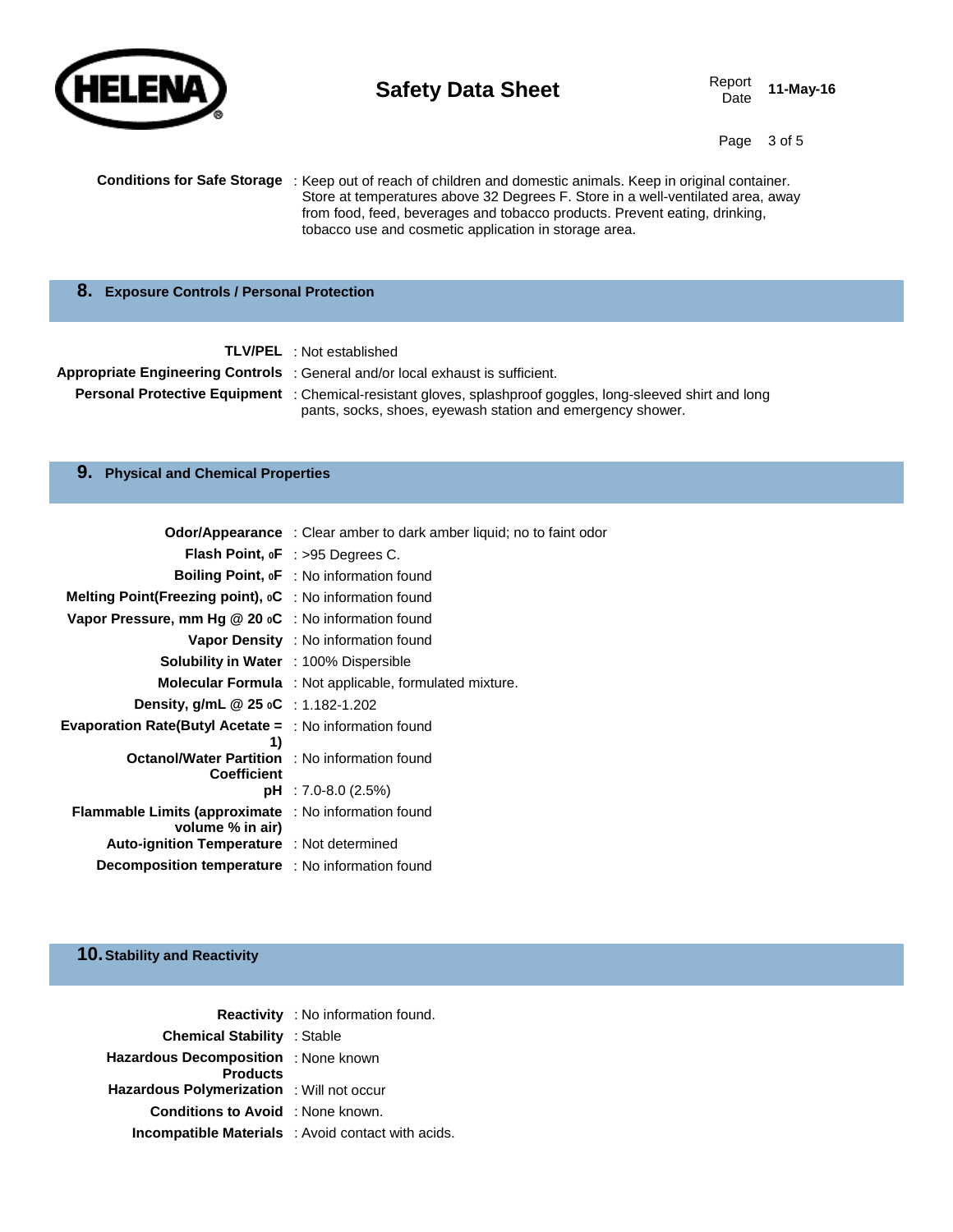**Conditions for Safe Storage** : Keep out of reach of children and domestic animals. Keep in original container. Store at temperatures above 32 Degrees F. Store in a well-ventilated area, away from food, feed, beverages and tobacco products. Prevent eating, drinking, tobacco use and cosmetic application in storage area.

## 8. Exposure Controls / Personal Protection

| | |
|---|---|
| **TLV/PEL** | : Not established |
| **Appropriate Engineering Controls** | : General and/or local exhaust is sufficient. |
| **Personal Protective Equipment** | : Chemical-resistant gloves, splashproof goggles, long-sleeved shirt and long pants, socks, shoes, eyewash station and emergency shower. |

## 9. Physical and Chemical Properties

| | |
|---|---|
| **Odor/Appearance** | : Clear amber to dark amber liquid; no to faint odor |
| **Flash Point, oF** | : >95 Degrees C. |
| **Boiling Point, oF** | : No information found |
| **Melting Point(Freezing point), oC** | : No information found |
| **Vapor Pressure, mm Hg @ 20 oC** | : No information found |
| **Vapor Density** | : No information found |
| **Solubility in Water** | : 100% Dispersible |
| **Molecular Formula** | : Not applicable, formulated mixture. |
| **Density, g/mL @ 25 oC** | : 1.182-1.202 |
| **Evaporation Rate(Butyl Acetate = 1)** | : No information found |
| **Octanol/Water Partition Coefficient** | : No information found |
| **pH** | : 7.0-8.0 (2.5%) |
| **Flammable Limits (approximate volume % in air)** | : No information found |
| **Auto-ignition Temperature** | : Not determined |
| **Decomposition temperature** | : No information found |

## 10. Stability and Reactivity

| | |
|---|---|
| **Reactivity** | : No information found. |
| **Chemical Stability** | : Stable |
| **Hazardous Decomposition Products** | : None known |
| **Hazardous Polymerization** | : Will not occur |
| **Conditions to Avoid** | : None known. |
| **Incompatible Materials** | : Avoid contact with acids. |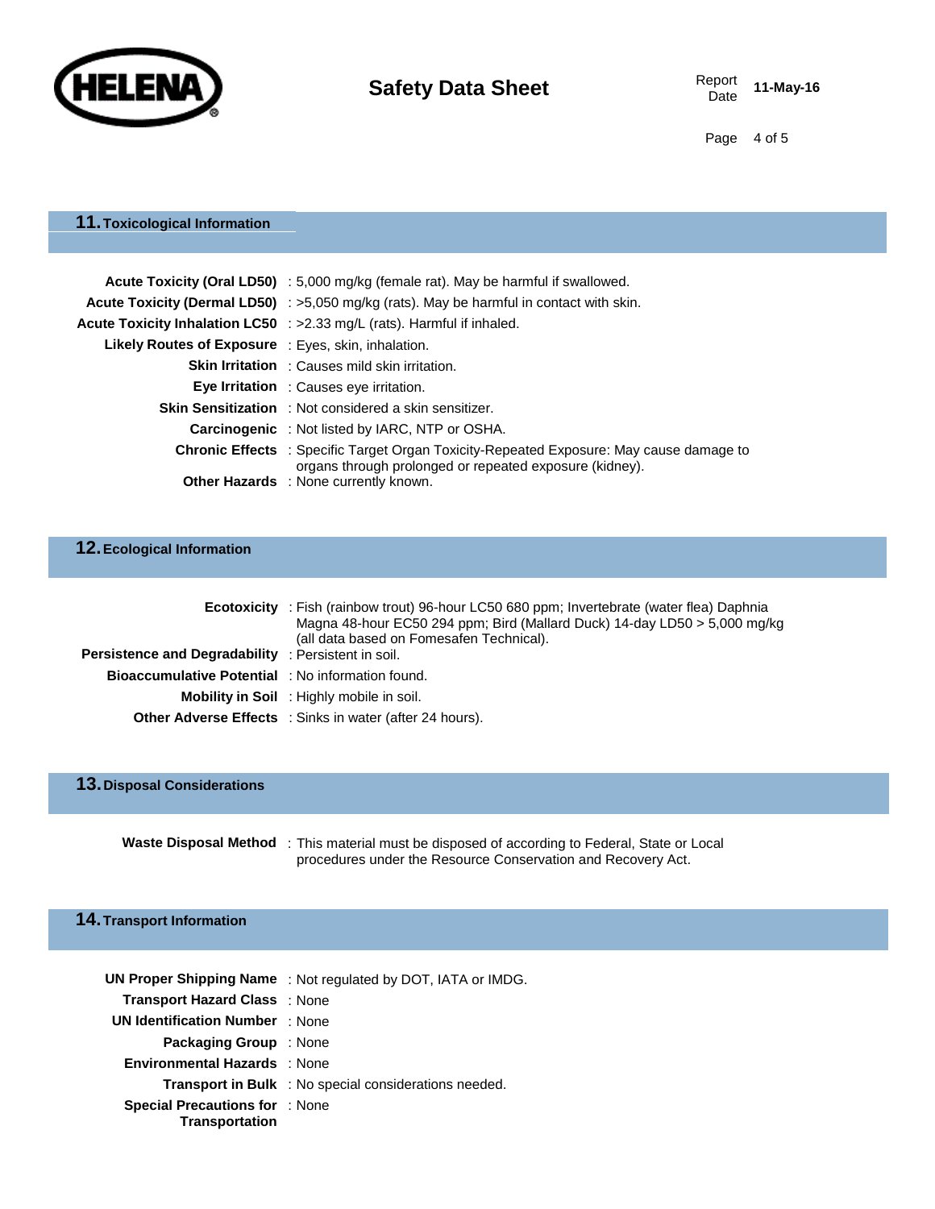## 11. Toxicological Information

**Acute Toxicity (Oral LD50)** : 5,000 mg/kg (female rat). May be harmful if swallowed.

**Acute Toxicity (Dermal LD50)** : >5,050 mg/kg (rats). May be harmful in contact with skin.

**Acute Toxicity Inhalation LC50** : >2.33 mg/L (rats). Harmful if inhaled.

**Likely Routes of Exposure** : Eyes, skin, inhalation.

**Skin Irritation** : Causes mild skin irritation.

**Eye Irritation** : Causes eye irritation.

**Skin Sensitization** : Not considered a skin sensitizer.

**Carcinogenic** : Not listed by IARC, NTP or OSHA.

**Chronic Effects** : Specific Target Organ Toxicity-Repeated Exposure: May cause damage to organs through prolonged or repeated exposure (kidney).

**Other Hazards** : None currently known.

## 12. Ecological Information

**Ecotoxicity** : Fish (rainbow trout) 96-hour LC50 680 ppm; Invertebrate (water flea) Daphnia Magna 48-hour EC50 294 ppm; Bird (Mallard Duck) 14-day LD50 > 5,000 mg/kg (all data based on Fomesafen Technical).

**Persistence and Degradability** : Persistent in soil.

**Bioaccumulative Potential** : No information found.

**Mobility in Soil** : Highly mobile in soil.

**Other Adverse Effects** : Sinks in water (after 24 hours).

## 13. Disposal Considerations

**Waste Disposal Method** : This material must be disposed of according to Federal, State or Local procedures under the Resource Conservation and Recovery Act.

## 14. Transport Information

**UN Proper Shipping Name** : Not regulated by DOT, IATA or IMDG.

**Transport Hazard Class** : None

**UN Identification Number** : None

**Packaging Group** : None

**Environmental Hazards** : None

**Transport in Bulk** : No special considerations needed.

**Special Precautions for Transportation** : None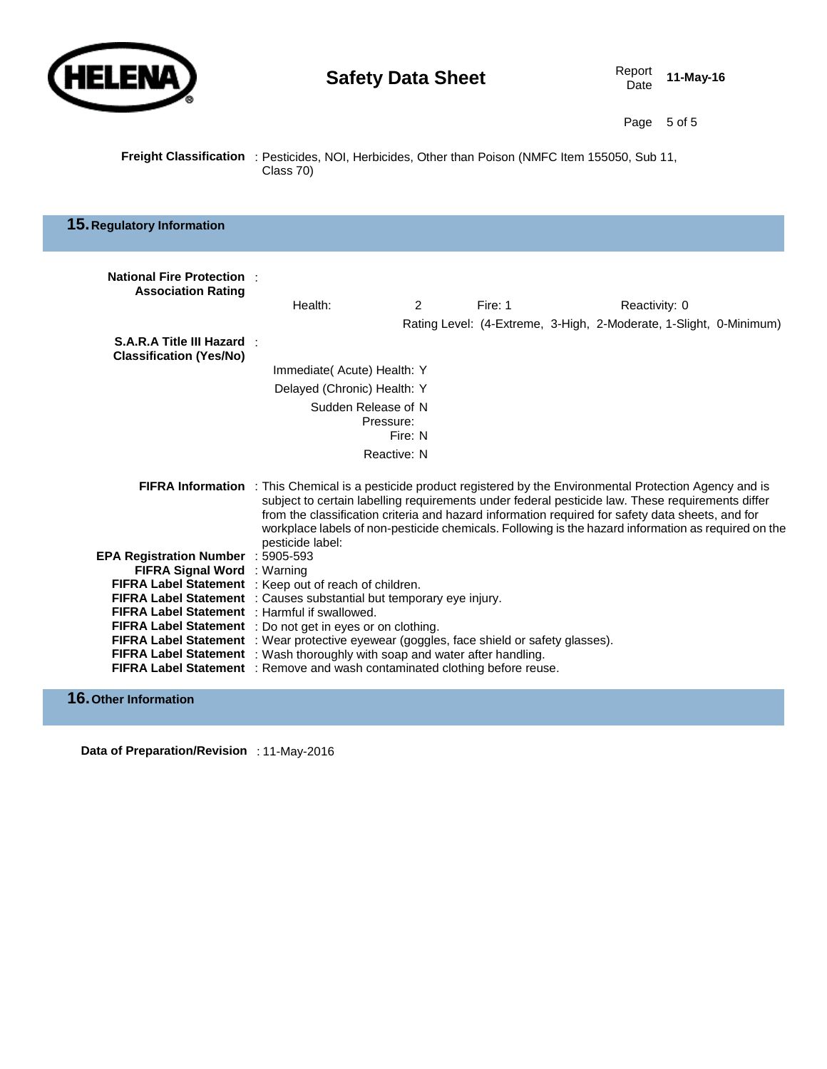**Freight Classification** : Pesticides, NOI, Herbicides, Other than Poison (NMFC Item 155050, Sub 11, Class 70)

## 15. Regulatory Information

**National Fire Protection Association Rating** :

| | | | |
|---|---|---|---|
| Health: | 2 | Fire: 1 | Reactivity: 0 |

Rating Level: (4-Extreme, 3-High, 2-Moderate, 1-Slight, 0-Minimum)

**S.A.R.A Title III Hazard Classification (Yes/No)** :

Immediate( Acute) Health: Y

Delayed (Chronic) Health: Y

Sudden Release of Pressure: N

Fire: N

Reactive: N

**FIFRA Information** : This Chemical is a pesticide product registered by the Environmental Protection Agency and is subject to certain labelling requirements under federal pesticide law. These requirements differ from the classification criteria and hazard information required for safety data sheets, and for workplace labels of non-pesticide chemicals. Following is the hazard information as required on the pesticide label:

**EPA Registration Number** : 5905-593
**FIFRA Signal Word** : Warning
**FIFRA Label Statement** : Keep out of reach of children.
**FIFRA Label Statement** : Causes substantial but temporary eye injury.
**FIFRA Label Statement** : Harmful if swallowed.
**FIFRA Label Statement** : Do not get in eyes or on clothing.
**FIFRA Label Statement** : Wear protective eyewear (goggles, face shield or safety glasses).
**FIFRA Label Statement** : Wash thoroughly with soap and water after handling.
**FIFRA Label Statement** : Remove and wash contaminated clothing before reuse.

## 16. Other Information

**Data of Preparation/Revision** : 11-May-2016